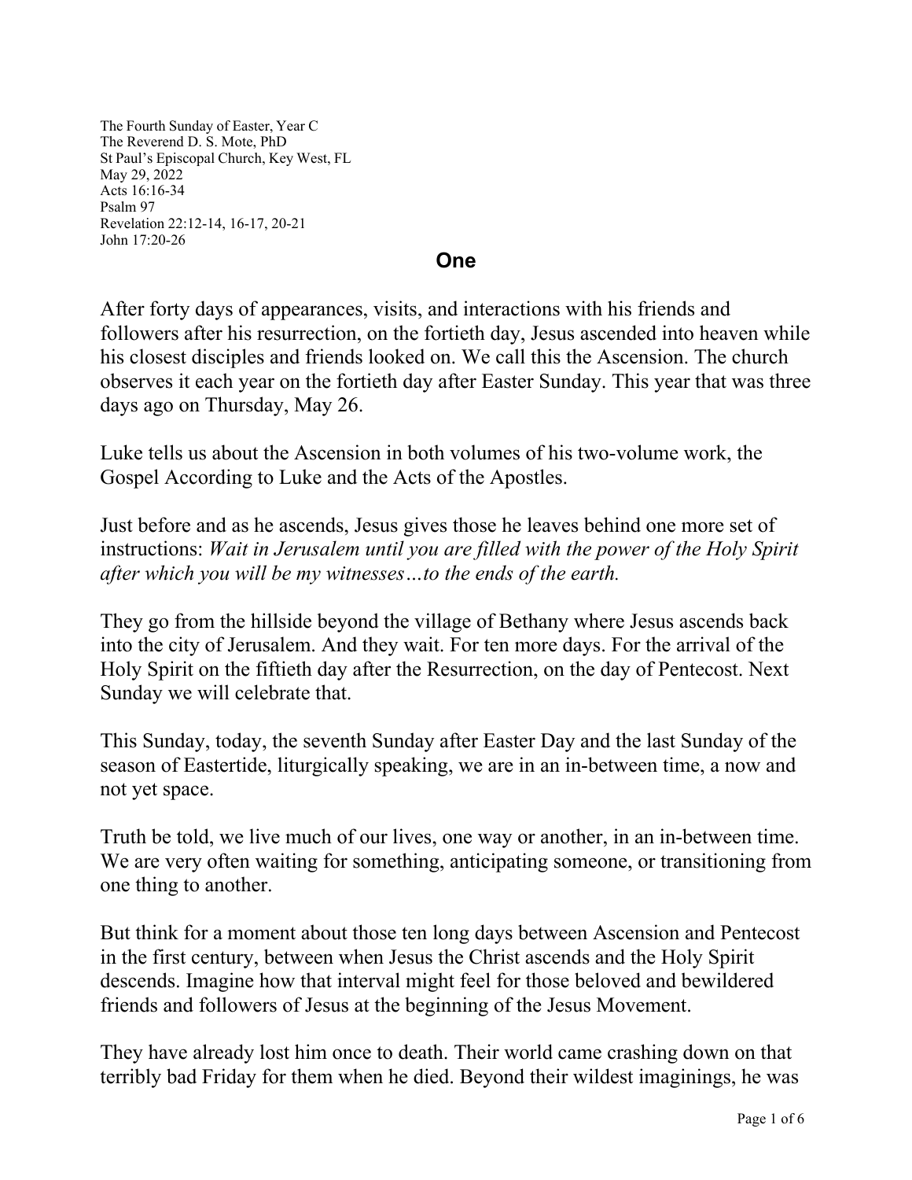The Fourth Sunday of Easter, Year C
The Reverend D. S. Mote, PhD
St Paul's Episcopal Church, Key West, FL
May 29, 2022
Acts 16:16-34
Psalm 97
Revelation 22:12-14, 16-17, 20-21
John 17:20-26

# One

After forty days of appearances, visits, and interactions with his friends and followers after his resurrection, on the fortieth day, Jesus ascended into heaven while his closest disciples and friends looked on. We call this the Ascension. The church observes it each year on the fortieth day after Easter Sunday. This year that was three days ago on Thursday, May 26.

Luke tells us about the Ascension in both volumes of his two-volume work, the Gospel According to Luke and the Acts of the Apostles.

Just before and as he ascends, Jesus gives those he leaves behind one more set of instructions: *Wait in Jerusalem until you are filled with the power of the Holy Spirit after which you will be my witnesses…to the ends of the earth.*

They go from the hillside beyond the village of Bethany where Jesus ascends back into the city of Jerusalem. And they wait. For ten more days. For the arrival of the Holy Spirit on the fiftieth day after the Resurrection, on the day of Pentecost. Next Sunday we will celebrate that.

This Sunday, today, the seventh Sunday after Easter Day and the last Sunday of the season of Eastertide, liturgically speaking, we are in an in-between time, a now and not yet space.

Truth be told, we live much of our lives, one way or another, in an in-between time. We are very often waiting for something, anticipating someone, or transitioning from one thing to another.

But think for a moment about those ten long days between Ascension and Pentecost in the first century, between when Jesus the Christ ascends and the Holy Spirit descends. Imagine how that interval might feel for those beloved and bewildered friends and followers of Jesus at the beginning of the Jesus Movement.

They have already lost him once to death. Their world came crashing down on that terribly bad Friday for them when he died. Beyond their wildest imaginings, he was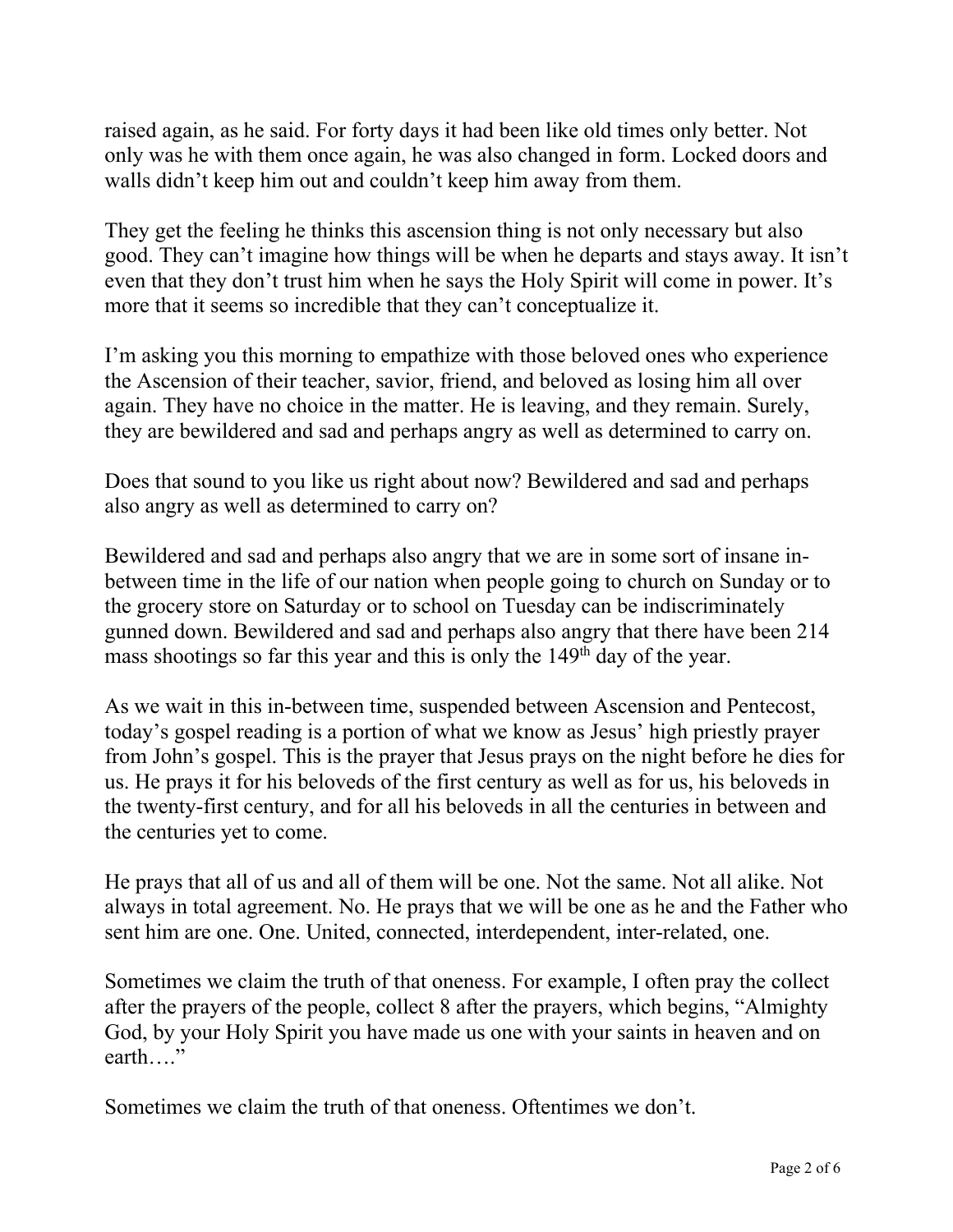raised again, as he said. For forty days it had been like old times only better. Not only was he with them once again, he was also changed in form. Locked doors and walls didn't keep him out and couldn't keep him away from them.

They get the feeling he thinks this ascension thing is not only necessary but also good. They can't imagine how things will be when he departs and stays away. It isn't even that they don't trust him when he says the Holy Spirit will come in power. It's more that it seems so incredible that they can't conceptualize it.

I'm asking you this morning to empathize with those beloved ones who experience the Ascension of their teacher, savior, friend, and beloved as losing him all over again. They have no choice in the matter. He is leaving, and they remain. Surely, they are bewildered and sad and perhaps angry as well as determined to carry on.

Does that sound to you like us right about now? Bewildered and sad and perhaps also angry as well as determined to carry on?

Bewildered and sad and perhaps also angry that we are in some sort of insane in-between time in the life of our nation when people going to church on Sunday or to the grocery store on Saturday or to school on Tuesday can be indiscriminately gunned down. Bewildered and sad and perhaps also angry that there have been 214 mass shootings so far this year and this is only the 149th day of the year.

As we wait in this in-between time, suspended between Ascension and Pentecost, today's gospel reading is a portion of what we know as Jesus' high priestly prayer from John's gospel. This is the prayer that Jesus prays on the night before he dies for us. He prays it for his beloveds of the first century as well as for us, his beloveds in the twenty-first century, and for all his beloveds in all the centuries in between and the centuries yet to come.

He prays that all of us and all of them will be one. Not the same. Not all alike. Not always in total agreement. No. He prays that we will be one as he and the Father who sent him are one. One. United, connected, interdependent, inter-related, one.

Sometimes we claim the truth of that oneness. For example, I often pray the collect after the prayers of the people, collect 8 after the prayers, which begins, "Almighty God, by your Holy Spirit you have made us one with your saints in heaven and on earth…."

Sometimes we claim the truth of that oneness. Oftentimes we don't.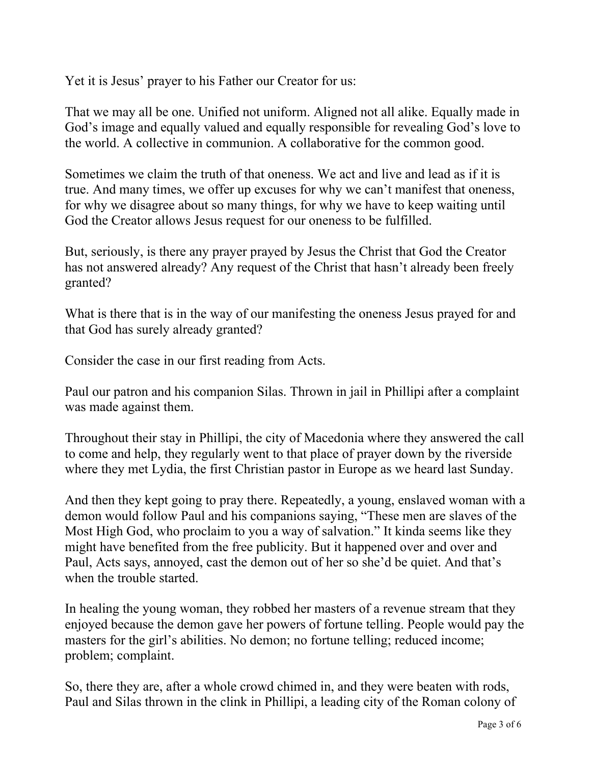Yet it is Jesus' prayer to his Father our Creator for us:

That we may all be one. Unified not uniform. Aligned not all alike. Equally made in God's image and equally valued and equally responsible for revealing God's love to the world. A collective in communion. A collaborative for the common good.

Sometimes we claim the truth of that oneness. We act and live and lead as if it is true. And many times, we offer up excuses for why we can't manifest that oneness, for why we disagree about so many things, for why we have to keep waiting until God the Creator allows Jesus request for our oneness to be fulfilled.

But, seriously, is there any prayer prayed by Jesus the Christ that God the Creator has not answered already? Any request of the Christ that hasn't already been freely granted?

What is there that is in the way of our manifesting the oneness Jesus prayed for and that God has surely already granted?

Consider the case in our first reading from Acts.

Paul our patron and his companion Silas. Thrown in jail in Phillipi after a complaint was made against them.

Throughout their stay in Phillipi, the city of Macedonia where they answered the call to come and help, they regularly went to that place of prayer down by the riverside where they met Lydia, the first Christian pastor in Europe as we heard last Sunday.

And then they kept going to pray there. Repeatedly, a young, enslaved woman with a demon would follow Paul and his companions saying, "These men are slaves of the Most High God, who proclaim to you a way of salvation." It kinda seems like they might have benefited from the free publicity. But it happened over and over and Paul, Acts says, annoyed, cast the demon out of her so she'd be quiet. And that's when the trouble started.

In healing the young woman, they robbed her masters of a revenue stream that they enjoyed because the demon gave her powers of fortune telling. People would pay the masters for the girl's abilities. No demon; no fortune telling; reduced income; problem; complaint.

So, there they are, after a whole crowd chimed in, and they were beaten with rods, Paul and Silas thrown in the clink in Phillipi, a leading city of the Roman colony of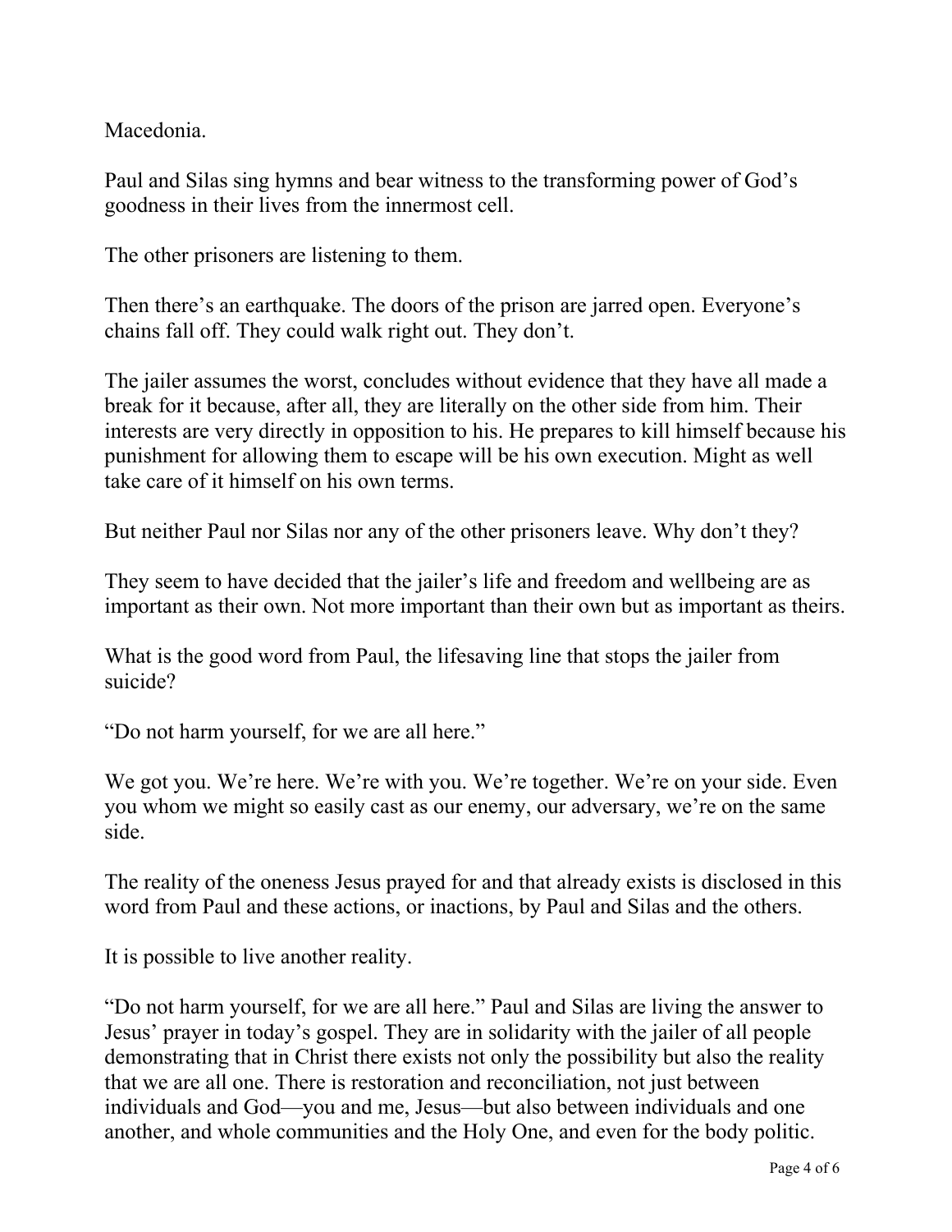Macedonia.

Paul and Silas sing hymns and bear witness to the transforming power of God's goodness in their lives from the innermost cell.

The other prisoners are listening to them.

Then there's an earthquake. The doors of the prison are jarred open. Everyone's chains fall off. They could walk right out. They don't.

The jailer assumes the worst, concludes without evidence that they have all made a break for it because, after all, they are literally on the other side from him. Their interests are very directly in opposition to his. He prepares to kill himself because his punishment for allowing them to escape will be his own execution. Might as well take care of it himself on his own terms.

But neither Paul nor Silas nor any of the other prisoners leave. Why don't they?

They seem to have decided that the jailer's life and freedom and wellbeing are as important as their own. Not more important than their own but as important as theirs.

What is the good word from Paul, the lifesaving line that stops the jailer from suicide?

"Do not harm yourself, for we are all here."

We got you. We're here. We're with you. We're together. We're on your side. Even you whom we might so easily cast as our enemy, our adversary, we're on the same side.

The reality of the oneness Jesus prayed for and that already exists is disclosed in this word from Paul and these actions, or inactions, by Paul and Silas and the others.

It is possible to live another reality.

"Do not harm yourself, for we are all here." Paul and Silas are living the answer to Jesus' prayer in today's gospel. They are in solidarity with the jailer of all people demonstrating that in Christ there exists not only the possibility but also the reality that we are all one. There is restoration and reconciliation, not just between individuals and God—you and me, Jesus—but also between individuals and one another, and whole communities and the Holy One, and even for the body politic.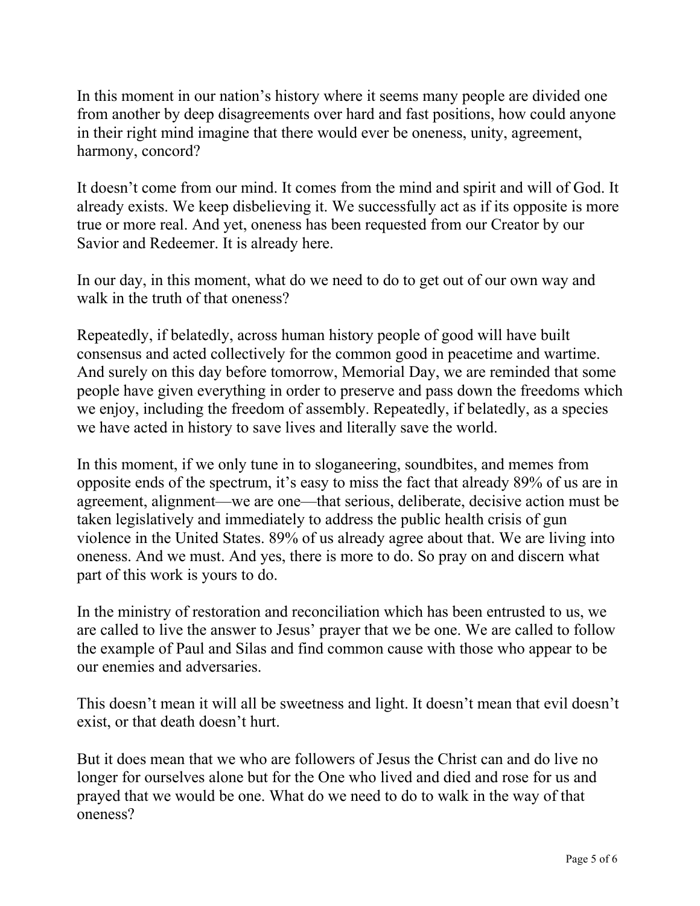In this moment in our nation's history where it seems many people are divided one from another by deep disagreements over hard and fast positions, how could anyone in their right mind imagine that there would ever be oneness, unity, agreement, harmony, concord?

It doesn't come from our mind. It comes from the mind and spirit and will of God. It already exists. We keep disbelieving it. We successfully act as if its opposite is more true or more real. And yet, oneness has been requested from our Creator by our Savior and Redeemer. It is already here.

In our day, in this moment, what do we need to do to get out of our own way and walk in the truth of that oneness?

Repeatedly, if belatedly, across human history people of good will have built consensus and acted collectively for the common good in peacetime and wartime. And surely on this day before tomorrow, Memorial Day, we are reminded that some people have given everything in order to preserve and pass down the freedoms which we enjoy, including the freedom of assembly. Repeatedly, if belatedly, as a species we have acted in history to save lives and literally save the world.

In this moment, if we only tune in to sloganeering, soundbites, and memes from opposite ends of the spectrum, it's easy to miss the fact that already 89% of us are in agreement, alignment—we are one—that serious, deliberate, decisive action must be taken legislatively and immediately to address the public health crisis of gun violence in the United States. 89% of us already agree about that. We are living into oneness. And we must. And yes, there is more to do. So pray on and discern what part of this work is yours to do.

In the ministry of restoration and reconciliation which has been entrusted to us, we are called to live the answer to Jesus' prayer that we be one. We are called to follow the example of Paul and Silas and find common cause with those who appear to be our enemies and adversaries.

This doesn't mean it will all be sweetness and light. It doesn't mean that evil doesn't exist, or that death doesn't hurt.

But it does mean that we who are followers of Jesus the Christ can and do live no longer for ourselves alone but for the One who lived and died and rose for us and prayed that we would be one. What do we need to do to walk in the way of that oneness?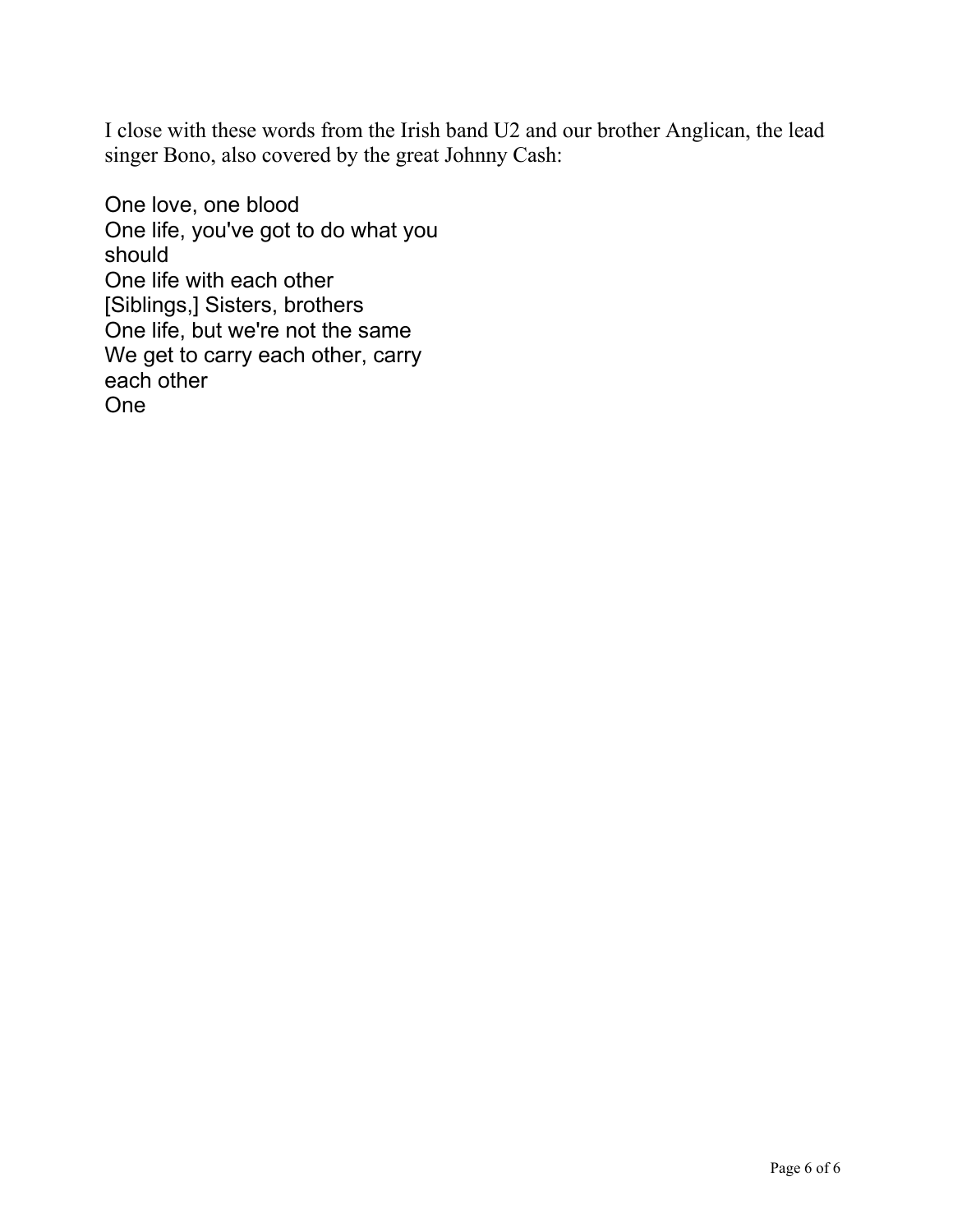I close with these words from the Irish band U2 and our brother Anglican, the lead singer Bono, also covered by the great Johnny Cash:

One love, one blood  
One life, you've got to do what you should  
One life with each other  
[Siblings,] Sisters, brothers  
One life, but we're not the same  
We get to carry each other, carry each other  
One